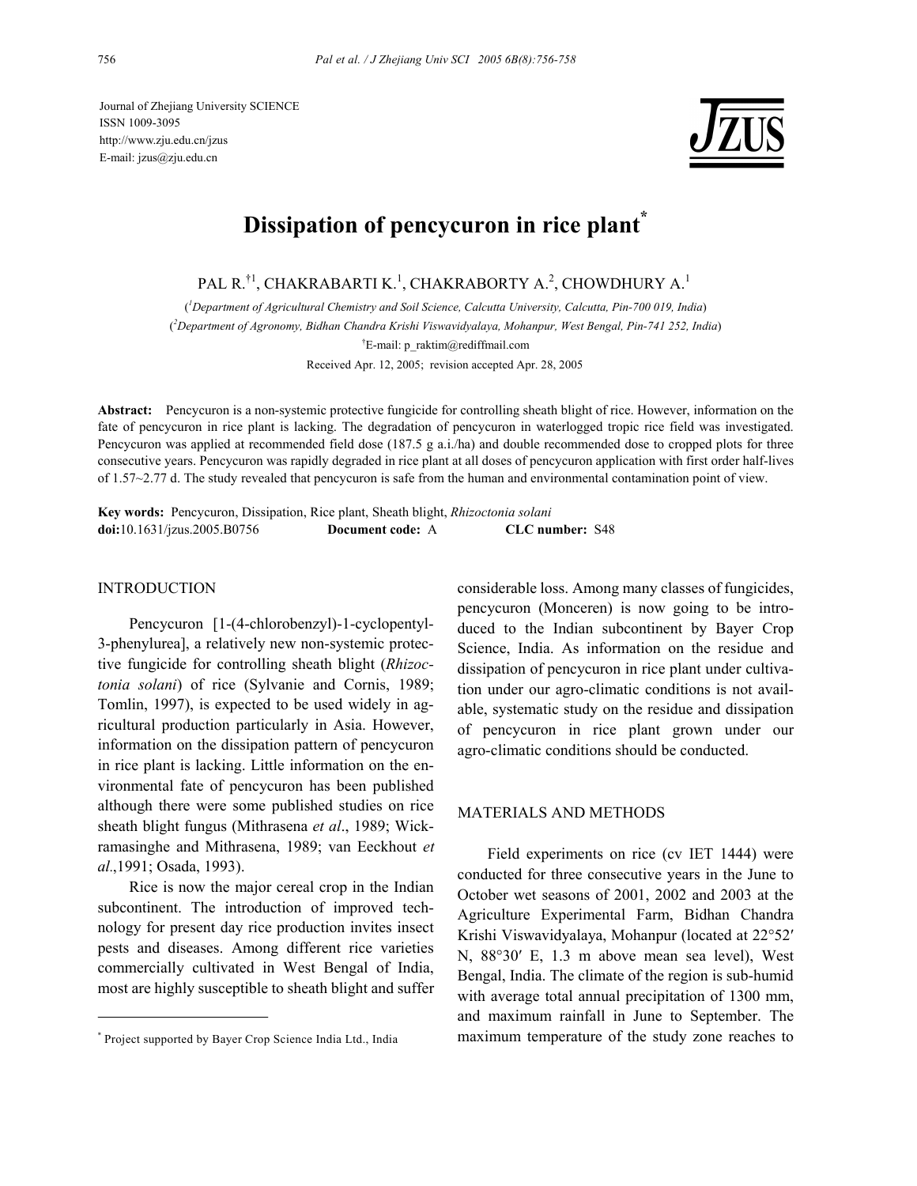Journal of Zhejiang University SCIENCE
ISSN 1009-3095
http://www.zju.edu.cn/jzus
E-mail: jzus@zju.edu.cn

# Dissipation of pencycuron in rice plant*

PAL R.[†1], CHAKRABARTI K.[1], CHAKRABORTY A.[2], CHOWDHURY A.[1]

([1]Department of Agricultural Chemistry and Soil Science, Calcutta University, Calcutta, Pin-700 019, India)
([2]Department of Agronomy, Bidhan Chandra Krishi Viswavidyalaya, Mohanpur, West Bengal, Pin-741 252, India)
[†]E-mail: p_raktim@rediffmail.com

Received Apr. 12, 2005; revision accepted Apr. 28, 2005

**Abstract:** Pencycuron is a non-systemic protective fungicide for controlling sheath blight of rice. However, information on the fate of pencycuron in rice plant is lacking. The degradation of pencycuron in waterlogged tropic rice field was investigated. Pencycuron was applied at recommended field dose (187.5 g a.i./ha) and double recommended dose to cropped plots for three consecutive years. Pencycuron was rapidly degraded in rice plant at all doses of pencycuron application with first order half-lives of 1.57~2.77 d. The study revealed that pencycuron is safe from the human and environmental contamination point of view.

**Key words:** Pencycuron, Dissipation, Rice plant, Sheath blight, *Rhizoctonia solani*
**doi:**10.1631/jzus.2005.B0756 **Document code:** A **CLC number:** S48

## INTRODUCTION

Pencycuron [1-(4-chlorobenzyl)-1-cyclopentyl-3-phenylurea], a relatively new non-systemic protective fungicide for controlling sheath blight (*Rhizoctonia solani*) of rice (Sylvanie and Cornis, 1989; Tomlin, 1997), is expected to be used widely in agricultural production particularly in Asia. However, information on the dissipation pattern of pencycuron in rice plant is lacking. Little information on the environmental fate of pencycuron has been published although there were some published studies on rice sheath blight fungus (Mithrasena *et al*., 1989; Wickramasinghe and Mithrasena, 1989; van Eeckhout *et al*.,1991; Osada, 1993).

Rice is now the major cereal crop in the Indian subcontinent. The introduction of improved technology for present day rice production invites insect pests and diseases. Among different rice varieties commercially cultivated in West Bengal of India, most are highly susceptible to sheath blight and suffer considerable loss. Among many classes of fungicides, pencycuron (Monceren) is now going to be introduced to the Indian subcontinent by Bayer Crop Science, India. As information on the residue and dissipation of pencycuron in rice plant under cultivation under our agro-climatic conditions is not available, systematic study on the residue and dissipation of pencycuron in rice plant grown under our agro-climatic conditions should be conducted.

## MATERIALS AND METHODS

Field experiments on rice (cv IET 1444) were conducted for three consecutive years in the June to October wet seasons of 2001, 2002 and 2003 at the Agriculture Experimental Farm, Bidhan Chandra Krishi Viswavidyalaya, Mohanpur (located at 22°52′ N, 88°30′ E, 1.3 m above mean sea level), West Bengal, India. The climate of the region is sub-humid with average total annual precipitation of 1300 mm, and maximum rainfall in June to September. The maximum temperature of the study zone reaches to

\* Project supported by Bayer Crop Science India Ltd., India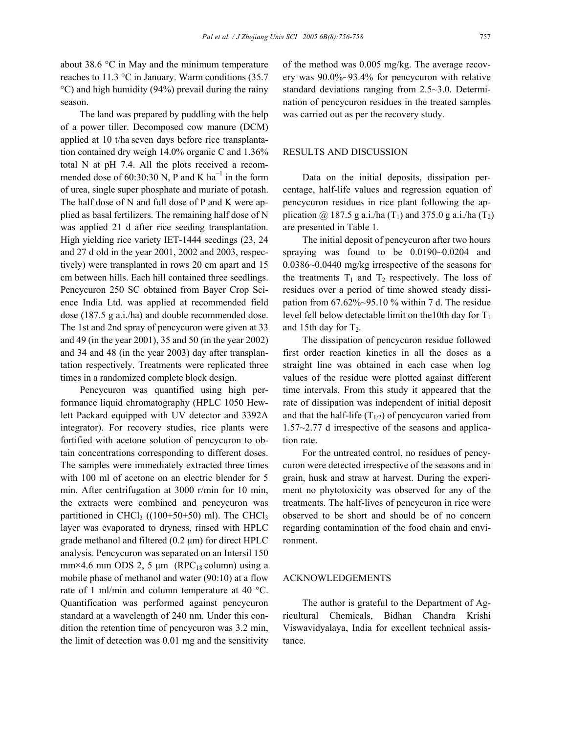about 38.6 °C in May and the minimum temperature reaches to 11.3 °C in January. Warm conditions (35.7 °C) and high humidity (94%) prevail during the rainy season.

The land was prepared by puddling with the help of a power tiller. Decomposed cow manure (DCM) applied at 10 t/ha seven days before rice transplantation contained dry weigh 14.0% organic C and 1.36% total N at pH 7.4. All the plots received a recommended dose of 60:30:30 N, P and K ha$^{-1}$ in the form of urea, single super phosphate and muriate of potash. The half dose of N and full dose of P and K were applied as basal fertilizers. The remaining half dose of N was applied 21 d after rice seeding transplantation. High yielding rice variety IET-1444 seedings (23, 24 and 27 d old in the year 2001, 2002 and 2003, respectively) were transplanted in rows 20 cm apart and 15 cm between hills. Each hill contained three seedlings. Pencycuron 250 SC obtained from Bayer Crop Science India Ltd. was applied at recommended field dose (187.5 g a.i./ha) and double recommended dose. The 1st and 2nd spray of pencycuron were given at 33 and 49 (in the year 2001), 35 and 50 (in the year 2002) and 34 and 48 (in the year 2003) day after transplantation respectively. Treatments were replicated three times in a randomized complete block design.

Pencycuron was quantified using high performance liquid chromatography (HPLC 1050 Hewlett Packard equipped with UV detector and 3392A integrator). For recovery studies, rice plants were fortified with acetone solution of pencycuron to obtain concentrations corresponding to different doses. The samples were immediately extracted three times with 100 ml of acetone on an electric blender for 5 min. After centrifugation at 3000 r/min for 10 min, the extracts were combined and pencycuron was partitioned in $CHCl_3$ ((100+50+50) ml). The $CHCl_3$ layer was evaporated to dryness, rinsed with HPLC grade methanol and filtered (0.2 μm) for direct HPLC analysis. Pencycuron was separated on an Intersil 150 mm×4.6 mm ODS 2, 5 μm (RPC$_{18}$ column) using a mobile phase of methanol and water (90:10) at a flow rate of 1 ml/min and column temperature at 40 °C. Quantification was performed against pencycuron standard at a wavelength of 240 nm. Under this condition the retention time of pencycuron was 3.2 min, the limit of detection was 0.01 mg and the sensitivity of the method was 0.005 mg/kg. The average recovery was 90.0%~93.4% for pencycuron with relative standard deviations ranging from 2.5~3.0. Determination of pencycuron residues in the treated samples was carried out as per the recovery study.

## RESULTS AND DISCUSSION

Data on the initial deposits, dissipation percentage, half-life values and regression equation of pencycuron residues in rice plant following the application @ 187.5 g a.i./ha ($T_1$) and 375.0 g a.i./ha ($T_2$) are presented in Table 1.

The initial deposit of pencycuron after two hours spraying was found to be 0.0190~0.0204 and 0.0386~0.0440 mg/kg irrespective of the seasons for the treatments $T_1$ and $T_2$ respectively. The loss of residues over a period of time showed steady dissipation from 67.62%~95.10 % within 7 d. The residue level fell below detectable limit on the10th day for $T_1$ and 15th day for $T_2$.

The dissipation of pencycuron residue followed first order reaction kinetics in all the doses as a straight line was obtained in each case when log values of the residue were plotted against different time intervals. From this study it appeared that the rate of dissipation was independent of initial deposit and that the half-life ($T_{1/2}$) of pencycuron varied from 1.57~2.77 d irrespective of the seasons and application rate.

For the untreated control, no residues of pencycuron were detected irrespective of the seasons and in grain, husk and straw at harvest. During the experiment no phytotoxicity was observed for any of the treatments. The half-lives of pencycuron in rice were observed to be short and should be of no concern regarding contamination of the food chain and environment.

## ACKNOWLEDGEMENTS

The author is grateful to the Department of Agricultural Chemicals, Bidhan Chandra Krishi Viswavidyalaya, India for excellent technical assistance.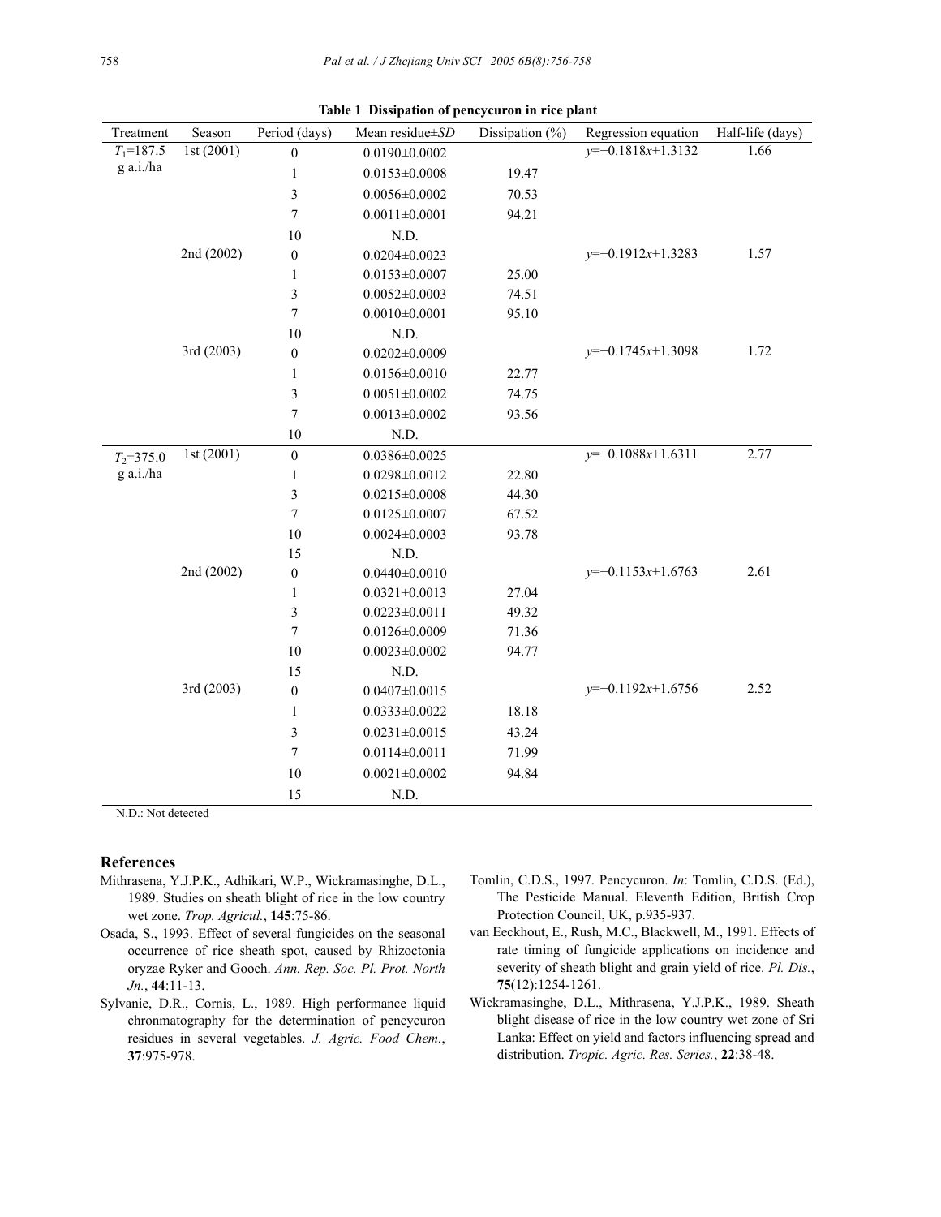**Table 1 Dissipation of pencycuron in rice plant**

| Treatment | Season | Period (days) | Mean residue±*SD* | Dissipation (%) | Regression equation | Half-life (days) |
|---|---|---|---|---|---|---|
| $T_1$=187.5 g a.i./ha | 1st (2001) | 0 | 0.0190±0.0002 | | $y$=−0.1818$x$+1.3132 | 1.66 |
| | | 1 | 0.0153±0.0008 | 19.47 | | |
| | | 3 | 0.0056±0.0002 | 70.53 | | |
| | | 7 | 0.0011±0.0001 | 94.21 | | |
| | | 10 | N.D. | | | |
| | 2nd (2002) | 0 | 0.0204±0.0023 | | $y$=−0.1912$x$+1.3283 | 1.57 |
| | | 1 | 0.0153±0.0007 | 25.00 | | |
| | | 3 | 0.0052±0.0003 | 74.51 | | |
| | | 7 | 0.0010±0.0001 | 95.10 | | |
| | | 10 | N.D. | | | |
| | 3rd (2003) | 0 | 0.0202±0.0009 | | $y$=−0.1745$x$+1.3098 | 1.72 |
| | | 1 | 0.0156±0.0010 | 22.77 | | |
| | | 3 | 0.0051±0.0002 | 74.75 | | |
| | | 7 | 0.0013±0.0002 | 93.56 | | |
| | | 10 | N.D. | | | |
| $T_2$=375.0 g a.i./ha | 1st (2001) | 0 | 0.0386±0.0025 | | $y$=−0.1088$x$+1.6311 | 2.77 |
| | | 1 | 0.0298±0.0012 | 22.80 | | |
| | | 3 | 0.0215±0.0008 | 44.30 | | |
| | | 7 | 0.0125±0.0007 | 67.52 | | |
| | | 10 | 0.0024±0.0003 | 93.78 | | |
| | | 15 | N.D. | | | |
| | 2nd (2002) | 0 | 0.0440±0.0010 | | $y$=−0.1153$x$+1.6763 | 2.61 |
| | | 1 | 0.0321±0.0013 | 27.04 | | |
| | | 3 | 0.0223±0.0011 | 49.32 | | |
| | | 7 | 0.0126±0.0009 | 71.36 | | |
| | | 10 | 0.0023±0.0002 | 94.77 | | |
| | | 15 | N.D. | | | |
| | 3rd (2003) | 0 | 0.0407±0.0015 | | $y$=−0.1192$x$+1.6756 | 2.52 |
| | | 1 | 0.0333±0.0022 | 18.18 | | |
| | | 3 | 0.0231±0.0015 | 43.24 | | |
| | | 7 | 0.0114±0.0011 | 71.99 | | |
| | | 10 | 0.0021±0.0002 | 94.84 | | |
| | | 15 | N.D. | | | |

N.D.: Not detected

## References

Mithrasena, Y.J.P.K., Adhikari, W.P., Wickramasinghe, D.L., 1989. Studies on sheath blight of rice in the low country wet zone. *Trop. Agricul.*, **145**:75-86.

Osada, S., 1993. Effect of several fungicides on the seasonal occurrence of rice sheath spot, caused by Rhizoctonia oryzae Ryker and Gooch. *Ann. Rep. Soc. Pl. Prot. North Jn.*, **44**:11-13.

Sylvanie, D.R., Cornis, L., 1989. High performance liquid chronmatography for the determination of pencycuron residues in several vegetables. *J. Agric. Food Chem.*, **37**:975-978.

Tomlin, C.D.S., 1997. Pencycuron. *In*: Tomlin, C.D.S. (Ed.), The Pesticide Manual. Eleventh Edition, British Crop Protection Council, UK, p.935-937.

van Eeckhout, E., Rush, M.C., Blackwell, M., 1991. Effects of rate timing of fungicide applications on incidence and severity of sheath blight and grain yield of rice. *Pl. Dis.*, **75**(12):1254-1261.

Wickramasinghe, D.L., Mithrasena, Y.J.P.K., 1989. Sheath blight disease of rice in the low country wet zone of Sri Lanka: Effect on yield and factors influencing spread and distribution. *Tropic. Agric. Res. Series.*, **22**:38-48.